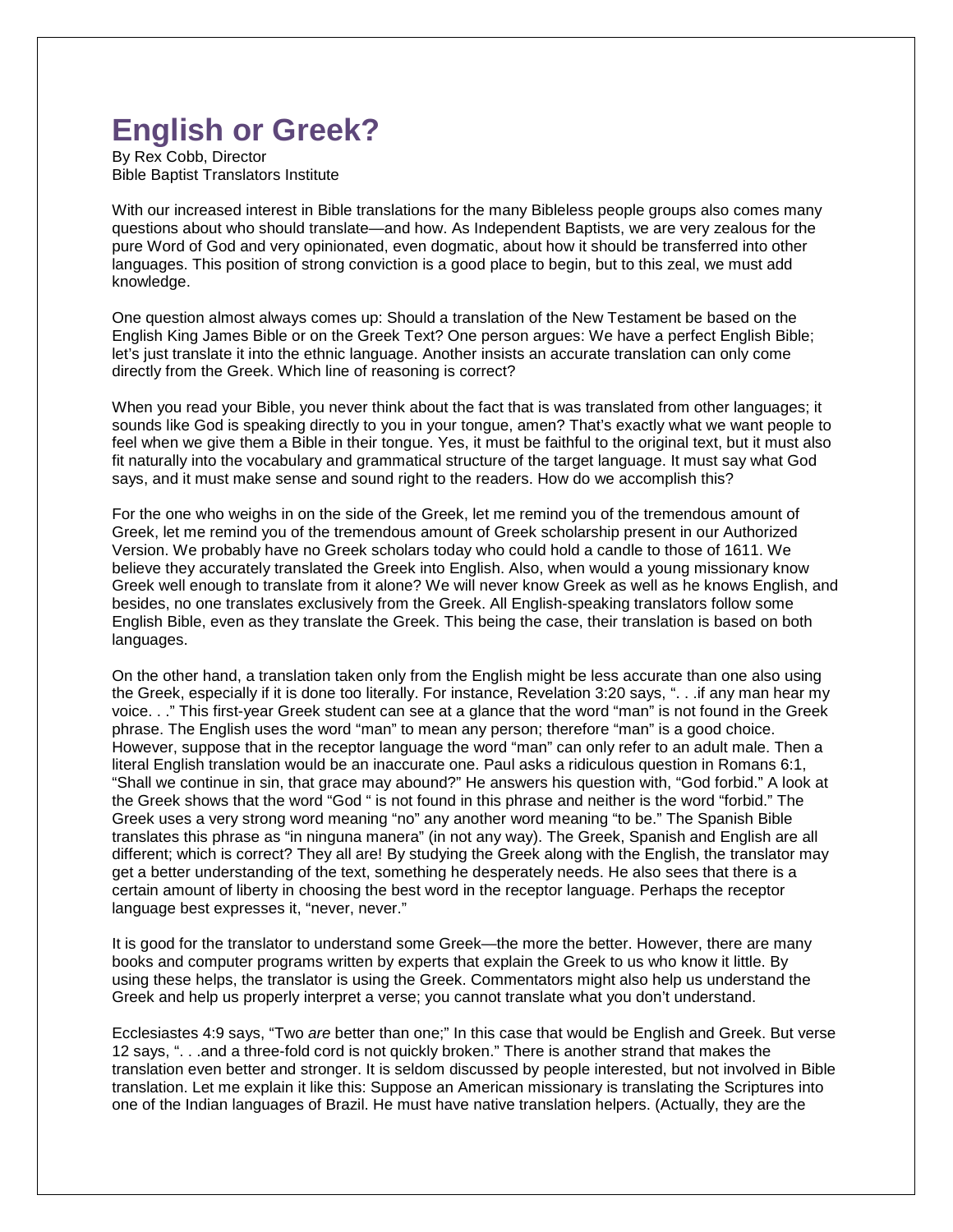# English or Greek?

By Rex Cobb, Director
Bible Baptist Translators Institute

With our increased interest in Bible translations for the many Bibleless people groups also comes many questions about who should translate—and how. As Independent Baptists, we are very zealous for the pure Word of God and very opinionated, even dogmatic, about how it should be transferred into other languages. This position of strong conviction is a good place to begin, but to this zeal, we must add knowledge.

One question almost always comes up: Should a translation of the New Testament be based on the English King James Bible or on the Greek Text? One person argues: We have a perfect English Bible; let's just translate it into the ethnic language. Another insists an accurate translation can only come directly from the Greek. Which line of reasoning is correct?

When you read your Bible, you never think about the fact that is was translated from other languages; it sounds like God is speaking directly to you in your tongue, amen? That's exactly what we want people to feel when we give them a Bible in their tongue. Yes, it must be faithful to the original text, but it must also fit naturally into the vocabulary and grammatical structure of the target language. It must say what God says, and it must make sense and sound right to the readers. How do we accomplish this?

For the one who weighs in on the side of the Greek, let me remind you of the tremendous amount of Greek, let me remind you of the tremendous amount of Greek scholarship present in our Authorized Version. We probably have no Greek scholars today who could hold a candle to those of 1611. We believe they accurately translated the Greek into English. Also, when would a young missionary know Greek well enough to translate from it alone? We will never know Greek as well as he knows English, and besides, no one translates exclusively from the Greek. All English-speaking translators follow some English Bible, even as they translate the Greek. This being the case, their translation is based on both languages.

On the other hand, a translation taken only from the English might be less accurate than one also using the Greek, especially if it is done too literally. For instance, Revelation 3:20 says, ". . .if any man hear my voice. . ." This first-year Greek student can see at a glance that the word "man" is not found in the Greek phrase. The English uses the word "man" to mean any person; therefore "man" is a good choice. However, suppose that in the receptor language the word "man" can only refer to an adult male. Then a literal English translation would be an inaccurate one. Paul asks a ridiculous question in Romans 6:1, "Shall we continue in sin, that grace may abound?" He answers his question with, "God forbid." A look at the Greek shows that the word "God " is not found in this phrase and neither is the word "forbid." The Greek uses a very strong word meaning "no" any another word meaning "to be." The Spanish Bible translates this phrase as "in ninguna manera" (in not any way). The Greek, Spanish and English are all different; which is correct? They all are! By studying the Greek along with the English, the translator may get a better understanding of the text, something he desperately needs. He also sees that there is a certain amount of liberty in choosing the best word in the receptor language. Perhaps the receptor language best expresses it, "never, never."

It is good for the translator to understand some Greek—the more the better. However, there are many books and computer programs written by experts that explain the Greek to us who know it little. By using these helps, the translator is using the Greek. Commentators might also help us understand the Greek and help us properly interpret a verse; you cannot translate what you don't understand.

Ecclesiastes 4:9 says, "Two *are* better than one;" In this case that would be English and Greek. But verse 12 says, ". . .and a three-fold cord is not quickly broken." There is another strand that makes the translation even better and stronger. It is seldom discussed by people interested, but not involved in Bible translation. Let me explain it like this: Suppose an American missionary is translating the Scriptures into one of the Indian languages of Brazil. He must have native translation helpers. (Actually, they are the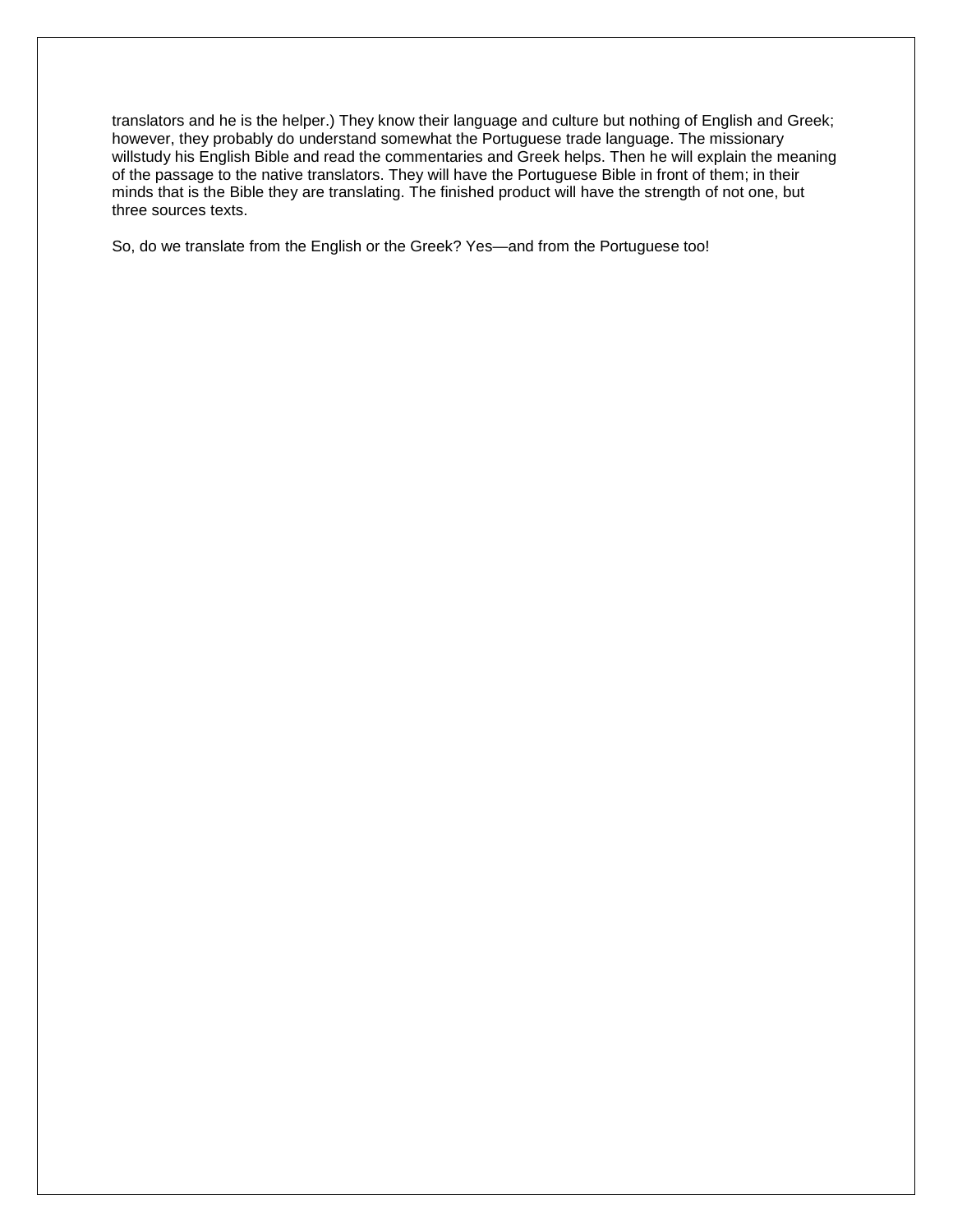translators and he is the helper.) They know their language and culture but nothing of English and Greek; however, they probably do understand somewhat the Portuguese trade language. The missionary willstudy his English Bible and read the commentaries and Greek helps. Then he will explain the meaning of the passage to the native translators. They will have the Portuguese Bible in front of them; in their minds that is the Bible they are translating. The finished product will have the strength of not one, but three sources texts.

So, do we translate from the English or the Greek? Yes—and from the Portuguese too!